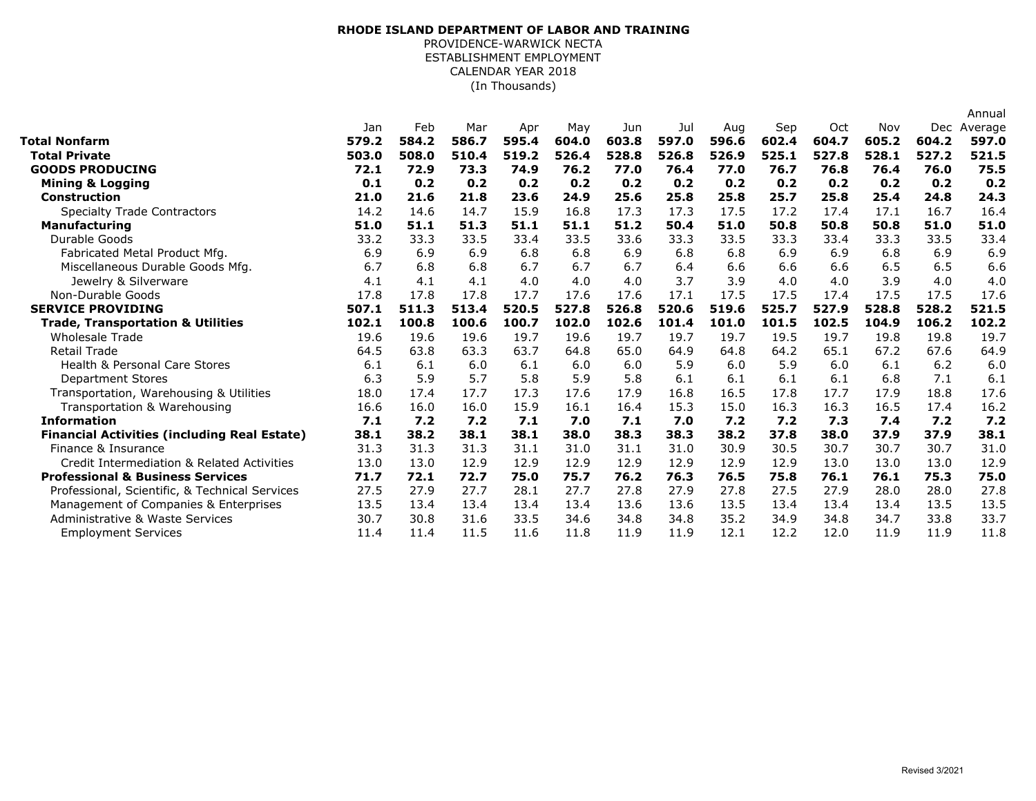**RHODE ISLAND DEPARTMENT OF LABOR AND TRAINING**

PROVIDENCE-WARWICK NECTA

ESTABLISHMENT EMPLOYMENT

CALENDAR YEAR 2018

(In Thousands)

| | Jan | Feb | Mar | Apr | May | Jun | Jul | Aug | Sep | Oct | Nov | Dec | Annual Average |
|---|---|---|---|---|---|---|---|---|---|---|---|---|---|
| **Total Nonfarm** | **579.2** | **584.2** | **586.7** | **595.4** | **604.0** | **603.8** | **597.0** | **596.6** | **602.4** | **604.7** | **605.2** | **604.2** | **597.0** |
| **Total Private** | **503.0** | **508.0** | **510.4** | **519.2** | **526.4** | **528.8** | **526.8** | **526.9** | **525.1** | **527.8** | **528.1** | **527.2** | **521.5** |
| **GOODS PRODUCING** | **72.1** | **72.9** | **73.3** | **74.9** | **76.2** | **77.0** | **76.4** | **77.0** | **76.7** | **76.8** | **76.4** | **76.0** | **75.5** |
| **Mining & Logging** | **0.1** | **0.2** | **0.2** | **0.2** | **0.2** | **0.2** | **0.2** | **0.2** | **0.2** | **0.2** | **0.2** | **0.2** | **0.2** |
| **Construction** | **21.0** | **21.6** | **21.8** | **23.6** | **24.9** | **25.6** | **25.8** | **25.8** | **25.7** | **25.8** | **25.4** | **24.8** | **24.3** |
| Specialty Trade Contractors | 14.2 | 14.6 | 14.7 | 15.9 | 16.8 | 17.3 | 17.3 | 17.5 | 17.2 | 17.4 | 17.1 | 16.7 | 16.4 |
| **Manufacturing** | **51.0** | **51.1** | **51.3** | **51.1** | **51.1** | **51.2** | **50.4** | **51.0** | **50.8** | **50.8** | **50.8** | **51.0** | **51.0** |
| Durable Goods | 33.2 | 33.3 | 33.5 | 33.4 | 33.5 | 33.6 | 33.3 | 33.5 | 33.3 | 33.4 | 33.3 | 33.5 | 33.4 |
| Fabricated Metal Product Mfg. | 6.9 | 6.9 | 6.9 | 6.8 | 6.8 | 6.9 | 6.8 | 6.8 | 6.9 | 6.9 | 6.8 | 6.9 | 6.9 |
| Miscellaneous Durable Goods Mfg. | 6.7 | 6.8 | 6.8 | 6.7 | 6.7 | 6.7 | 6.4 | 6.6 | 6.6 | 6.6 | 6.5 | 6.5 | 6.6 |
| Jewelry & Silverware | 4.1 | 4.1 | 4.1 | 4.0 | 4.0 | 4.0 | 3.7 | 3.9 | 4.0 | 4.0 | 3.9 | 4.0 | 4.0 |
| Non-Durable Goods | 17.8 | 17.8 | 17.8 | 17.7 | 17.6 | 17.6 | 17.1 | 17.5 | 17.5 | 17.4 | 17.5 | 17.5 | 17.6 |
| **SERVICE PROVIDING** | **507.1** | **511.3** | **513.4** | **520.5** | **527.8** | **526.8** | **520.6** | **519.6** | **525.7** | **527.9** | **528.8** | **528.2** | **521.5** |
| **Trade, Transportation & Utilities** | **102.1** | **100.8** | **100.6** | **100.7** | **102.0** | **102.6** | **101.4** | **101.0** | **101.5** | **102.5** | **104.9** | **106.2** | **102.2** |
| Wholesale Trade | 19.6 | 19.6 | 19.6 | 19.7 | 19.6 | 19.7 | 19.7 | 19.7 | 19.5 | 19.7 | 19.8 | 19.8 | 19.7 |
| Retail Trade | 64.5 | 63.8 | 63.3 | 63.7 | 64.8 | 65.0 | 64.9 | 64.8 | 64.2 | 65.1 | 67.2 | 67.6 | 64.9 |
| Health & Personal Care Stores | 6.1 | 6.1 | 6.0 | 6.1 | 6.0 | 6.0 | 5.9 | 6.0 | 5.9 | 6.0 | 6.1 | 6.2 | 6.0 |
| Department Stores | 6.3 | 5.9 | 5.7 | 5.8 | 5.9 | 5.8 | 6.1 | 6.1 | 6.1 | 6.1 | 6.8 | 7.1 | 6.1 |
| Transportation, Warehousing & Utilities | 18.0 | 17.4 | 17.7 | 17.3 | 17.6 | 17.9 | 16.8 | 16.5 | 17.8 | 17.7 | 17.9 | 18.8 | 17.6 |
| Transportation & Warehousing | 16.6 | 16.0 | 16.0 | 15.9 | 16.1 | 16.4 | 15.3 | 15.0 | 16.3 | 16.3 | 16.5 | 17.4 | 16.2 |
| **Information** | **7.1** | **7.2** | **7.2** | **7.1** | **7.0** | **7.1** | **7.0** | **7.2** | **7.2** | **7.3** | **7.4** | **7.2** | **7.2** |
| **Financial Activities (including Real Estate)** | **38.1** | **38.2** | **38.1** | **38.1** | **38.0** | **38.3** | **38.3** | **38.2** | **37.8** | **38.0** | **37.9** | **37.9** | **38.1** |
| Finance & Insurance | 31.3 | 31.3 | 31.3 | 31.1 | 31.0 | 31.1 | 31.0 | 30.9 | 30.5 | 30.7 | 30.7 | 30.7 | 31.0 |
| Credit Intermediation & Related Activities | 13.0 | 13.0 | 12.9 | 12.9 | 12.9 | 12.9 | 12.9 | 12.9 | 12.9 | 13.0 | 13.0 | 13.0 | 12.9 |
| **Professional & Business Services** | **71.7** | **72.1** | **72.7** | **75.0** | **75.7** | **76.2** | **76.3** | **76.5** | **75.8** | **76.1** | **76.1** | **75.3** | **75.0** |
| Professional, Scientific, & Technical Services | 27.5 | 27.9 | 27.7 | 28.1 | 27.7 | 27.8 | 27.9 | 27.8 | 27.5 | 27.9 | 28.0 | 28.0 | 27.8 |
| Management of Companies & Enterprises | 13.5 | 13.4 | 13.4 | 13.4 | 13.4 | 13.6 | 13.6 | 13.5 | 13.4 | 13.4 | 13.4 | 13.5 | 13.5 |
| Administrative & Waste Services | 30.7 | 30.8 | 31.6 | 33.5 | 34.6 | 34.8 | 34.8 | 35.2 | 34.9 | 34.8 | 34.7 | 33.8 | 33.7 |
| Employment Services | 11.4 | 11.4 | 11.5 | 11.6 | 11.8 | 11.9 | 11.9 | 12.1 | 12.2 | 12.0 | 11.9 | 11.9 | 11.8 |

Revised 3/2021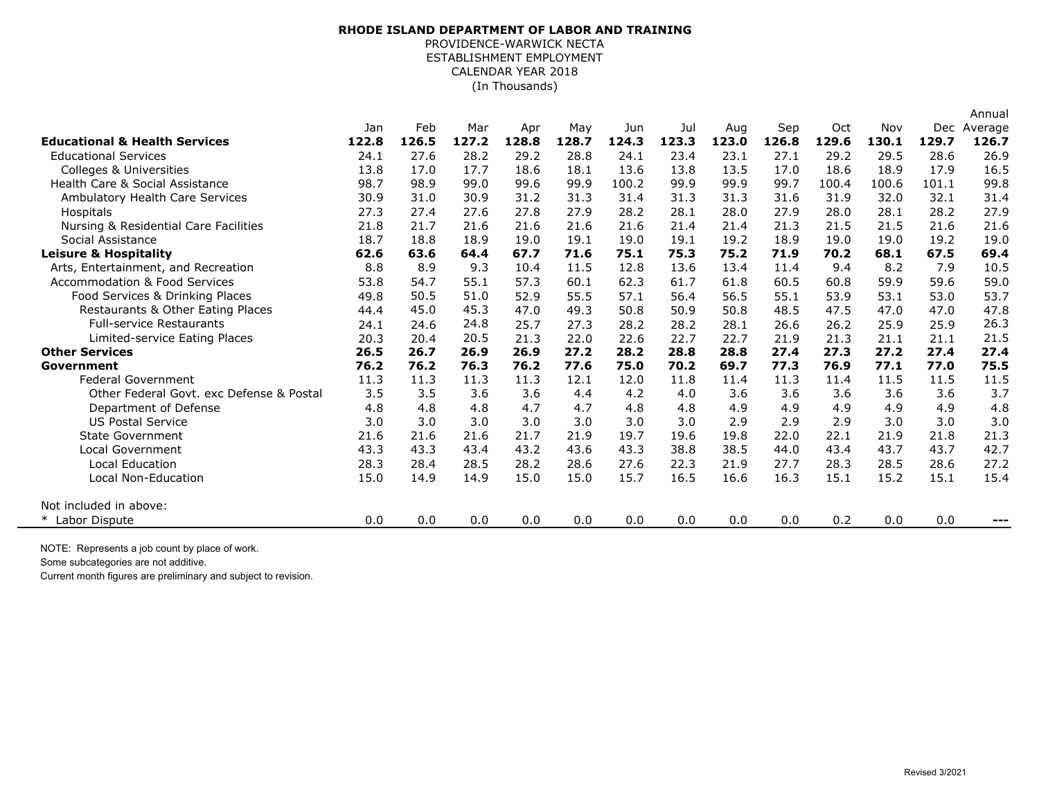**RHODE ISLAND DEPARTMENT OF LABOR AND TRAINING**
PROVIDENCE-WARWICK NECTA
ESTABLISHMENT EMPLOYMENT
CALENDAR YEAR 2018
(In Thousands)

| | Jan | Feb | Mar | Apr | May | Jun | Jul | Aug | Sep | Oct | Nov | Dec | Annual Average |
|---|---|---|---|---|---|---|---|---|---|---|---|---|---|
| **Educational & Health Services** | **122.8** | **126.5** | **127.2** | **128.8** | **128.7** | **124.3** | **123.3** | **123.0** | **126.8** | **129.6** | **130.1** | **129.7** | **126.7** |
| Educational Services | 24.1 | 27.6 | 28.2 | 29.2 | 28.8 | 24.1 | 23.4 | 23.1 | 27.1 | 29.2 | 29.5 | 28.6 | 26.9 |
| Colleges & Universities | 13.8 | 17.0 | 17.7 | 18.6 | 18.1 | 13.6 | 13.8 | 13.5 | 17.0 | 18.6 | 18.9 | 17.9 | 16.5 |
| Health Care & Social Assistance | 98.7 | 98.9 | 99.0 | 99.6 | 99.9 | 100.2 | 99.9 | 99.9 | 99.7 | 100.4 | 100.6 | 101.1 | 99.8 |
| Ambulatory Health Care Services | 30.9 | 31.0 | 30.9 | 31.2 | 31.3 | 31.4 | 31.3 | 31.3 | 31.6 | 31.9 | 32.0 | 32.1 | 31.4 |
| Hospitals | 27.3 | 27.4 | 27.6 | 27.8 | 27.9 | 28.2 | 28.1 | 28.0 | 27.9 | 28.0 | 28.1 | 28.2 | 27.9 |
| Nursing & Residential Care Facilities | 21.8 | 21.7 | 21.6 | 21.6 | 21.6 | 21.6 | 21.4 | 21.4 | 21.3 | 21.5 | 21.5 | 21.6 | 21.6 |
| Social Assistance | 18.7 | 18.8 | 18.9 | 19.0 | 19.1 | 19.0 | 19.1 | 19.2 | 18.9 | 19.0 | 19.0 | 19.2 | 19.0 |
| **Leisure & Hospitality** | **62.6** | **63.6** | **64.4** | **67.7** | **71.6** | **75.1** | **75.3** | **75.2** | **71.9** | **70.2** | **68.1** | **67.5** | **69.4** |
| Arts, Entertainment, and Recreation | 8.8 | 8.9 | 9.3 | 10.4 | 11.5 | 12.8 | 13.6 | 13.4 | 11.4 | 9.4 | 8.2 | 7.9 | 10.5 |
| Accommodation & Food Services | 53.8 | 54.7 | 55.1 | 57.3 | 60.1 | 62.3 | 61.7 | 61.8 | 60.5 | 60.8 | 59.9 | 59.6 | 59.0 |
| Food Services & Drinking Places | 49.8 | 50.5 | 51.0 | 52.9 | 55.5 | 57.1 | 56.4 | 56.5 | 55.1 | 53.9 | 53.1 | 53.0 | 53.7 |
| Restaurants & Other Eating Places | 44.4 | 45.0 | 45.3 | 47.0 | 49.3 | 50.8 | 50.9 | 50.8 | 48.5 | 47.5 | 47.0 | 47.0 | 47.8 |
| Full-service Restaurants | 24.1 | 24.6 | 24.8 | 25.7 | 27.3 | 28.2 | 28.2 | 28.1 | 26.6 | 26.2 | 25.9 | 25.9 | 26.3 |
| Limited-service Eating Places | 20.3 | 20.4 | 20.5 | 21.3 | 22.0 | 22.6 | 22.7 | 22.7 | 21.9 | 21.3 | 21.1 | 21.1 | 21.5 |
| **Other Services** | **26.5** | **26.7** | **26.9** | **26.9** | **27.2** | **28.2** | **28.8** | **28.8** | **27.4** | **27.3** | **27.2** | **27.4** | **27.4** |
| **Government** | **76.2** | **76.2** | **76.3** | **76.2** | **77.6** | **75.0** | **70.2** | **69.7** | **77.3** | **76.9** | **77.1** | **77.0** | **75.5** |
| Federal Government | 11.3 | 11.3 | 11.3 | 11.3 | 12.1 | 12.0 | 11.8 | 11.4 | 11.3 | 11.4 | 11.5 | 11.5 | 11.5 |
| Other Federal Govt. exc Defense & Postal | 3.5 | 3.5 | 3.6 | 3.6 | 4.4 | 4.2 | 4.0 | 3.6 | 3.6 | 3.6 | 3.6 | 3.6 | 3.7 |
| Department of Defense | 4.8 | 4.8 | 4.8 | 4.7 | 4.7 | 4.8 | 4.8 | 4.9 | 4.9 | 4.9 | 4.9 | 4.9 | 4.8 |
| US Postal Service | 3.0 | 3.0 | 3.0 | 3.0 | 3.0 | 3.0 | 3.0 | 2.9 | 2.9 | 2.9 | 3.0 | 3.0 | 3.0 |
| State Government | 21.6 | 21.6 | 21.6 | 21.7 | 21.9 | 19.7 | 19.6 | 19.8 | 22.0 | 22.1 | 21.9 | 21.8 | 21.3 |
| Local Government | 43.3 | 43.3 | 43.4 | 43.2 | 43.6 | 43.3 | 38.8 | 38.5 | 44.0 | 43.4 | 43.7 | 43.7 | 42.7 |
| Local Education | 28.3 | 28.4 | 28.5 | 28.2 | 28.6 | 27.6 | 22.3 | 21.9 | 27.7 | 28.3 | 28.5 | 28.6 | 27.2 |
| Local Non-Education | 15.0 | 14.9 | 14.9 | 15.0 | 15.0 | 15.7 | 16.5 | 16.6 | 16.3 | 15.1 | 15.2 | 15.1 | 15.4 |
| Not included in above: | | | | | | | | | | | | | |
| * Labor Dispute | 0.0 | 0.0 | 0.0 | 0.0 | 0.0 | 0.0 | 0.0 | 0.0 | 0.0 | 0.2 | 0.0 | 0.0 | --- |

NOTE: Represents a job count by place of work.
Some subcategories are not additive.
Current month figures are preliminary and subject to revision.

Revised 3/2021